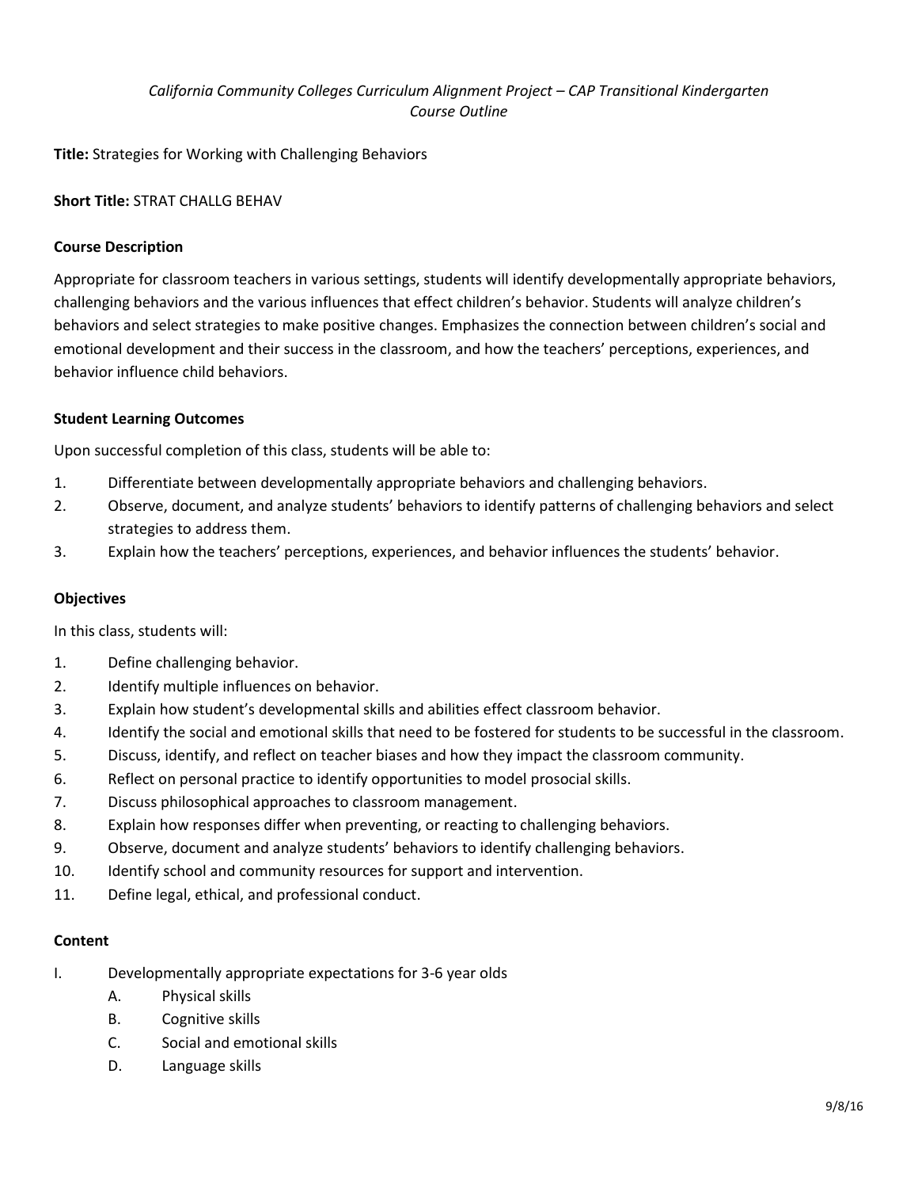*California Community Colleges Curriculum Alignment Project – CAP Transitional Kindergarten Course Outline*

**Title:** Strategies for Working with Challenging Behaviors

**Short Title:** STRAT CHALLG BEHAV

**Course Description**

Appropriate for classroom teachers in various settings, students will identify developmentally appropriate behaviors, challenging behaviors and the various influences that effect children's behavior. Students will analyze children's behaviors and select strategies to make positive changes. Emphasizes the connection between children's social and emotional development and their success in the classroom, and how the teachers' perceptions, experiences, and behavior influence child behaviors.

**Student Learning Outcomes**

Upon successful completion of this class, students will be able to:

1. Differentiate between developmentally appropriate behaviors and challenging behaviors.
2. Observe, document, and analyze students' behaviors to identify patterns of challenging behaviors and select strategies to address them.
3. Explain how the teachers' perceptions, experiences, and behavior influences the students' behavior.

**Objectives**

In this class, students will:

1. Define challenging behavior.
2. Identify multiple influences on behavior.
3. Explain how student's developmental skills and abilities effect classroom behavior.
4. Identify the social and emotional skills that need to be fostered for students to be successful in the classroom.
5. Discuss, identify, and reflect on teacher biases and how they impact the classroom community.
6. Reflect on personal practice to identify opportunities to model prosocial skills.
7. Discuss philosophical approaches to classroom management.
8. Explain how responses differ when preventing, or reacting to challenging behaviors.
9. Observe, document and analyze students' behaviors to identify challenging behaviors.
10. Identify school and community resources for support and intervention.
11. Define legal, ethical, and professional conduct.

**Content**

I. Developmentally appropriate expectations for 3-6 year olds
   A. Physical skills
   B. Cognitive skills
   C. Social and emotional skills
   D. Language skills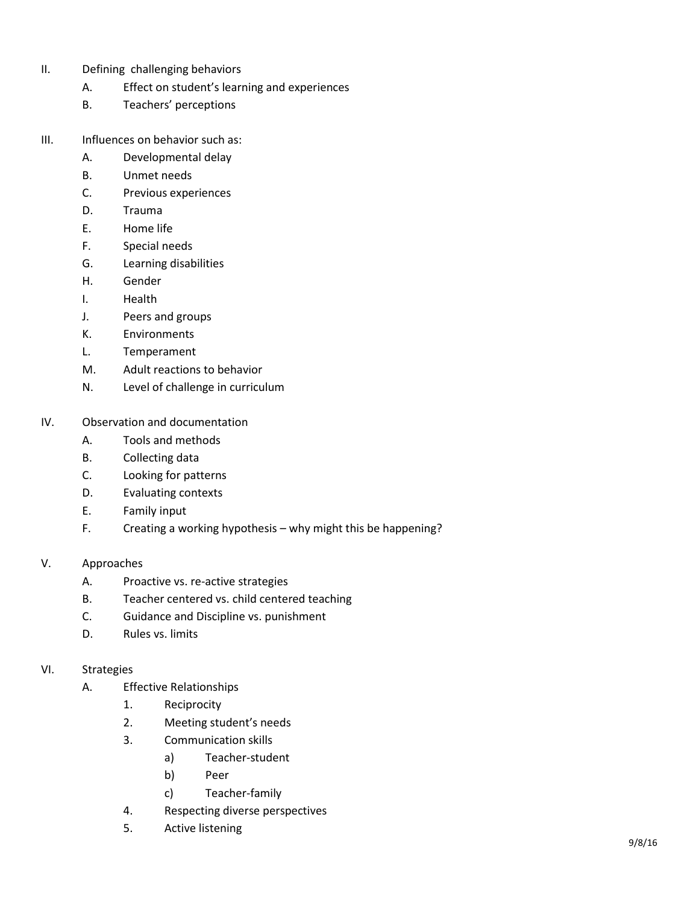II. Defining  challenging behaviors
   A. Effect on student's learning and experiences
   B. Teachers' perceptions

III. Influences on behavior such as:
   A. Developmental delay
   B. Unmet needs
   C. Previous experiences
   D. Trauma
   E. Home life
   F. Special needs
   G. Learning disabilities
   H. Gender
   I. Health
   J. Peers and groups
   K. Environments
   L. Temperament
   M. Adult reactions to behavior
   N. Level of challenge in curriculum

IV. Observation and documentation
   A. Tools and methods
   B. Collecting data
   C. Looking for patterns
   D. Evaluating contexts
   E. Family input
   F. Creating a working hypothesis – why might this be happening?

V. Approaches
   A. Proactive vs. re-active strategies
   B. Teacher centered vs. child centered teaching
   C. Guidance and Discipline vs. punishment
   D. Rules vs. limits

VI. Strategies
   A. Effective Relationships
      1. Reciprocity
      2. Meeting student's needs
      3. Communication skills
         a) Teacher-student
         b) Peer
         c) Teacher-family
      4. Respecting diverse perspectives
      5. Active listening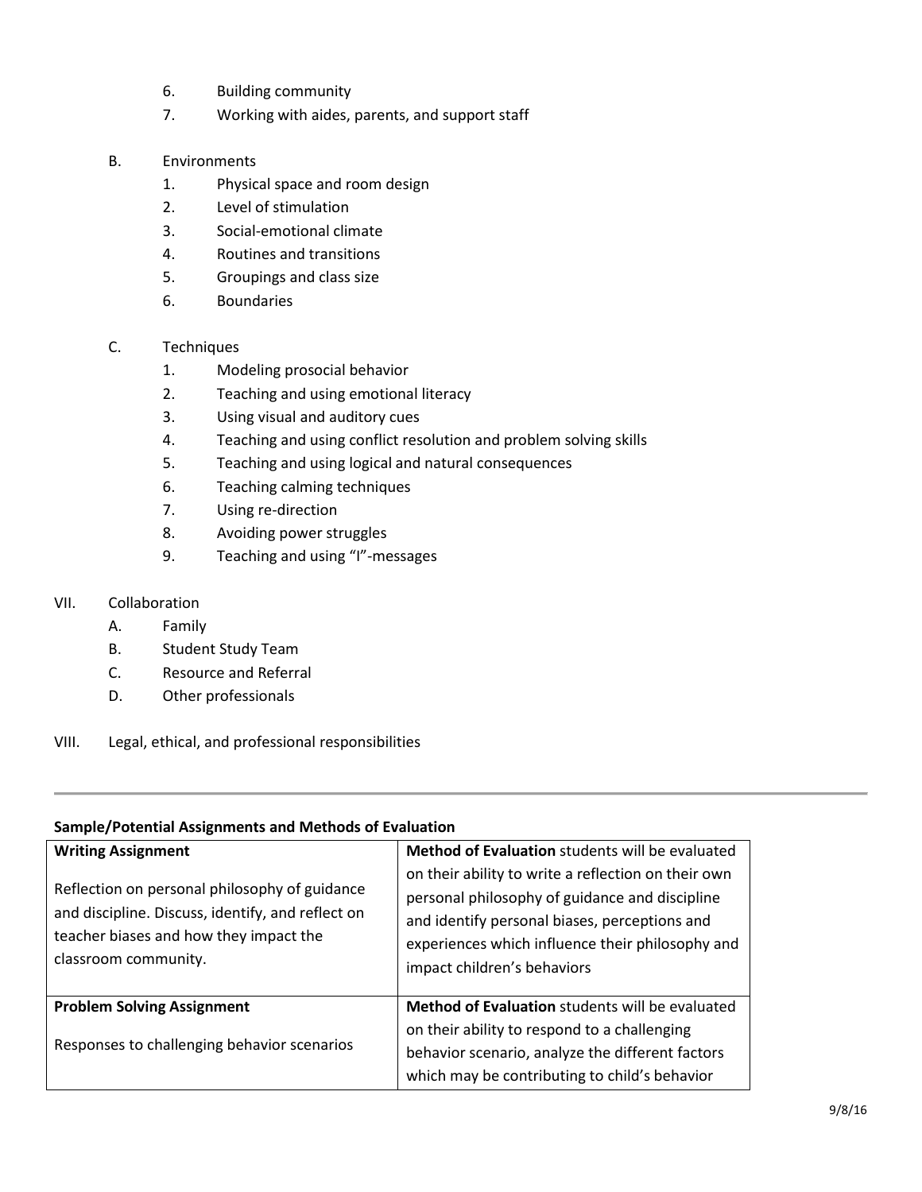6. Building community
7. Working with aides, parents, and support staff

B. Environments
   1. Physical space and room design
   2. Level of stimulation
   3. Social-emotional climate
   4. Routines and transitions
   5. Groupings and class size
   6. Boundaries

C. Techniques
   1. Modeling prosocial behavior
   2. Teaching and using emotional literacy
   3. Using visual and auditory cues
   4. Teaching and using conflict resolution and problem solving skills
   5. Teaching and using logical and natural consequences
   6. Teaching calming techniques
   7. Using re-direction
   8. Avoiding power struggles
   9. Teaching and using "I"-messages

VII. Collaboration
   A. Family
   B. Student Study Team
   C. Resource and Referral
   D. Other professionals

VIII. Legal, ethical, and professional responsibilities

---

**Sample/Potential Assignments and Methods of Evaluation**

| Assignment | Method of Evaluation |
|---|---|
| **Writing Assignment**<br><br>Reflection on personal philosophy of guidance and discipline. Discuss, identify, and reflect on teacher biases and how they impact the classroom community. | **Method of Evaluation** students will be evaluated on their ability to write a reflection on their own personal philosophy of guidance and discipline and identify personal biases, perceptions and experiences which influence their philosophy and impact children's behaviors |
| **Problem Solving Assignment**<br><br>Responses to challenging behavior scenarios | **Method of Evaluation** students will be evaluated on their ability to respond to a challenging behavior scenario, analyze the different factors which may be contributing to child's behavior |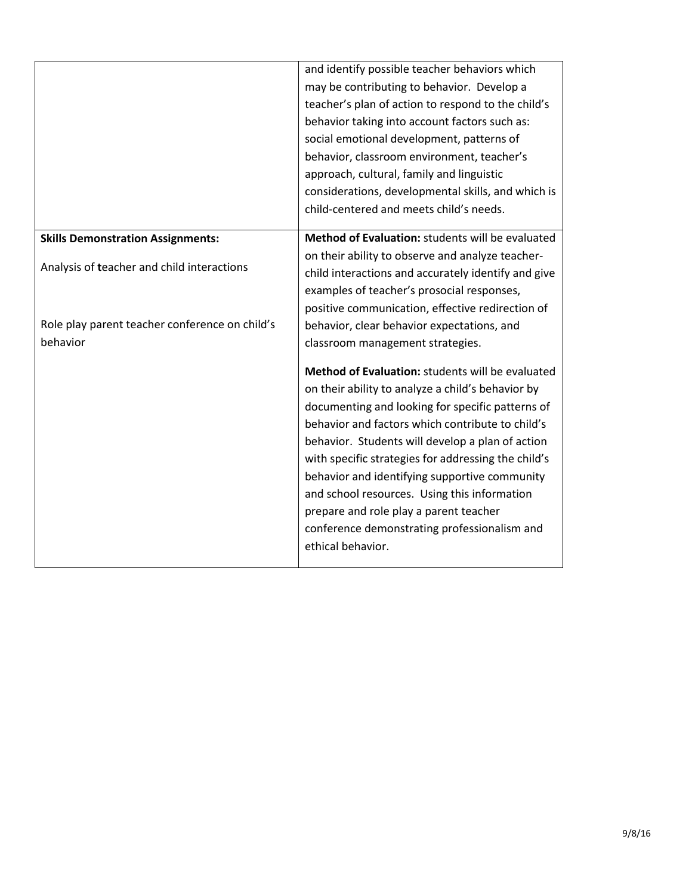| | |
|---|---|
| | and identify possible teacher behaviors which may be contributing to behavior. Develop a teacher's plan of action to respond to the child's behavior taking into account factors such as: social emotional development, patterns of behavior, classroom environment, teacher's approach, cultural, family and linguistic considerations, developmental skills, and which is child-centered and meets child's needs. |
| **Skills Demonstration Assignments:**<br><br>Analysis of **t**eacher and child interactions<br><br>Role play parent teacher conference on child's behavior | **Method of Evaluation:** students will be evaluated on their ability to observe and analyze teacher-child interactions and accurately identify and give examples of teacher's prosocial responses, positive communication, effective redirection of behavior, clear behavior expectations, and classroom management strategies.<br><br>**Method of Evaluation:** students will be evaluated on their ability to analyze a child's behavior by documenting and looking for specific patterns of behavior and factors which contribute to child's behavior. Students will develop a plan of action with specific strategies for addressing the child's behavior and identifying supportive community and school resources. Using this information prepare and role play a parent teacher conference demonstrating professionalism and ethical behavior. |